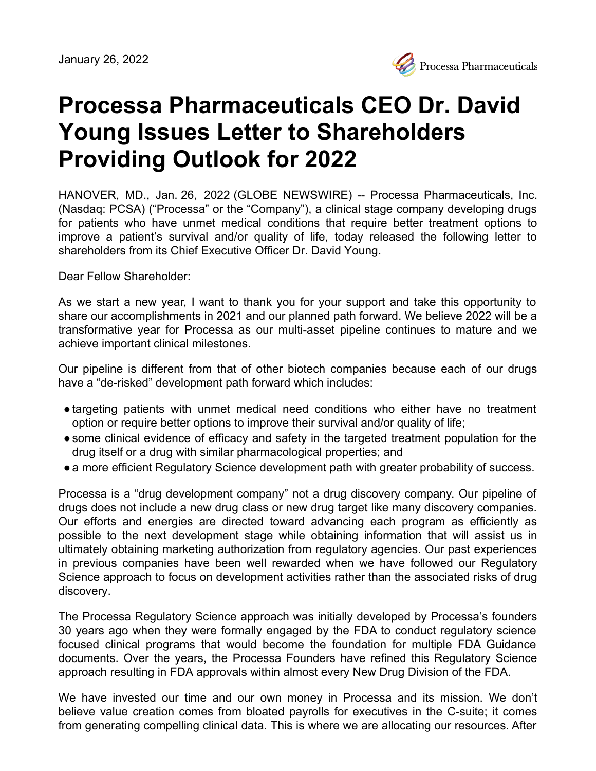January 26, 2022

Processa Pharmaceuticals

# Processa Pharmaceuticals CEO Dr. David Young Issues Letter to Shareholders Providing Outlook for 2022

HANOVER, MD., Jan. 26, 2022 (GLOBE NEWSWIRE) -- Processa Pharmaceuticals, Inc. (Nasdaq: PCSA) ("Processa" or the "Company"), a clinical stage company developing drugs for patients who have unmet medical conditions that require better treatment options to improve a patient's survival and/or quality of life, today released the following letter to shareholders from its Chief Executive Officer Dr. David Young.

Dear Fellow Shareholder:

As we start a new year, I want to thank you for your support and take this opportunity to share our accomplishments in 2021 and our planned path forward. We believe 2022 will be a transformative year for Processa as our multi-asset pipeline continues to mature and we achieve important clinical milestones.

Our pipeline is different from that of other biotech companies because each of our drugs have a "de-risked" development path forward which includes:

- targeting patients with unmet medical need conditions who either have no treatment option or require better options to improve their survival and/or quality of life;
- some clinical evidence of efficacy and safety in the targeted treatment population for the drug itself or a drug with similar pharmacological properties; and
- a more efficient Regulatory Science development path with greater probability of success.

Processa is a "drug development company" not a drug discovery company. Our pipeline of drugs does not include a new drug class or new drug target like many discovery companies. Our efforts and energies are directed toward advancing each program as efficiently as possible to the next development stage while obtaining information that will assist us in ultimately obtaining marketing authorization from regulatory agencies. Our past experiences in previous companies have been well rewarded when we have followed our Regulatory Science approach to focus on development activities rather than the associated risks of drug discovery.

The Processa Regulatory Science approach was initially developed by Processa's founders 30 years ago when they were formally engaged by the FDA to conduct regulatory science focused clinical programs that would become the foundation for multiple FDA Guidance documents. Over the years, the Processa Founders have refined this Regulatory Science approach resulting in FDA approvals within almost every New Drug Division of the FDA.

We have invested our time and our own money in Processa and its mission. We don't believe value creation comes from bloated payrolls for executives in the C-suite; it comes from generating compelling clinical data. This is where we are allocating our resources. After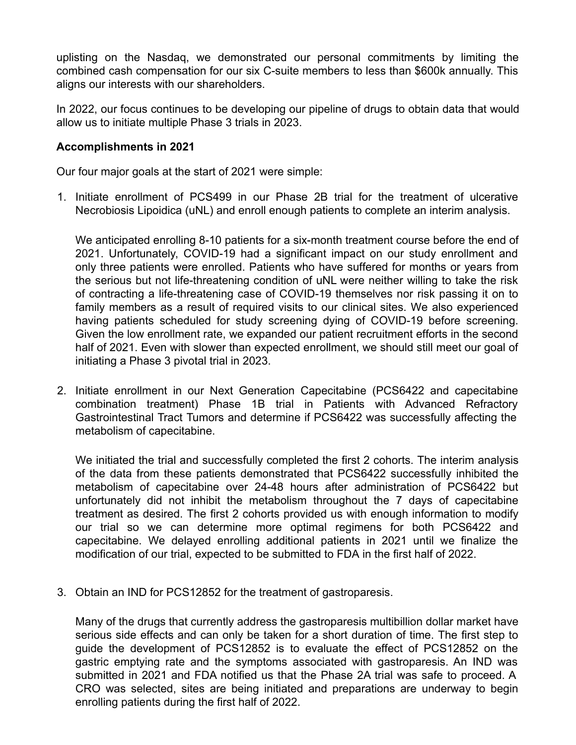uplisting on the Nasdaq, we demonstrated our personal commitments by limiting the combined cash compensation for our six C-suite members to less than $600k annually. This aligns our interests with our shareholders.

In 2022, our focus continues to be developing our pipeline of drugs to obtain data that would allow us to initiate multiple Phase 3 trials in 2023.

**Accomplishments in 2021**

Our four major goals at the start of 2021 were simple:

1. Initiate enrollment of PCS499 in our Phase 2B trial for the treatment of ulcerative Necrobiosis Lipoidica (uNL) and enroll enough patients to complete an interim analysis.

   We anticipated enrolling 8-10 patients for a six-month treatment course before the end of 2021. Unfortunately, COVID-19 had a significant impact on our study enrollment and only three patients were enrolled. Patients who have suffered for months or years from the serious but not life-threatening condition of uNL were neither willing to take the risk of contracting a life-threatening case of COVID-19 themselves nor risk passing it on to family members as a result of required visits to our clinical sites. We also experienced having patients scheduled for study screening dying of COVID-19 before screening. Given the low enrollment rate, we expanded our patient recruitment efforts in the second half of 2021. Even with slower than expected enrollment, we should still meet our goal of initiating a Phase 3 pivotal trial in 2023.

2. Initiate enrollment in our Next Generation Capecitabine (PCS6422 and capecitabine combination treatment) Phase 1B trial in Patients with Advanced Refractory Gastrointestinal Tract Tumors and determine if PCS6422 was successfully affecting the metabolism of capecitabine.

   We initiated the trial and successfully completed the first 2 cohorts. The interim analysis of the data from these patients demonstrated that PCS6422 successfully inhibited the metabolism of capecitabine over 24-48 hours after administration of PCS6422 but unfortunately did not inhibit the metabolism throughout the 7 days of capecitabine treatment as desired. The first 2 cohorts provided us with enough information to modify our trial so we can determine more optimal regimens for both PCS6422 and capecitabine. We delayed enrolling additional patients in 2021 until we finalize the modification of our trial, expected to be submitted to FDA in the first half of 2022.

3. Obtain an IND for PCS12852 for the treatment of gastroparesis.

   Many of the drugs that currently address the gastroparesis multibillion dollar market have serious side effects and can only be taken for a short duration of time. The first step to guide the development of PCS12852 is to evaluate the effect of PCS12852 on the gastric emptying rate and the symptoms associated with gastroparesis. An IND was submitted in 2021 and FDA notified us that the Phase 2A trial was safe to proceed. A CRO was selected, sites are being initiated and preparations are underway to begin enrolling patients during the first half of 2022.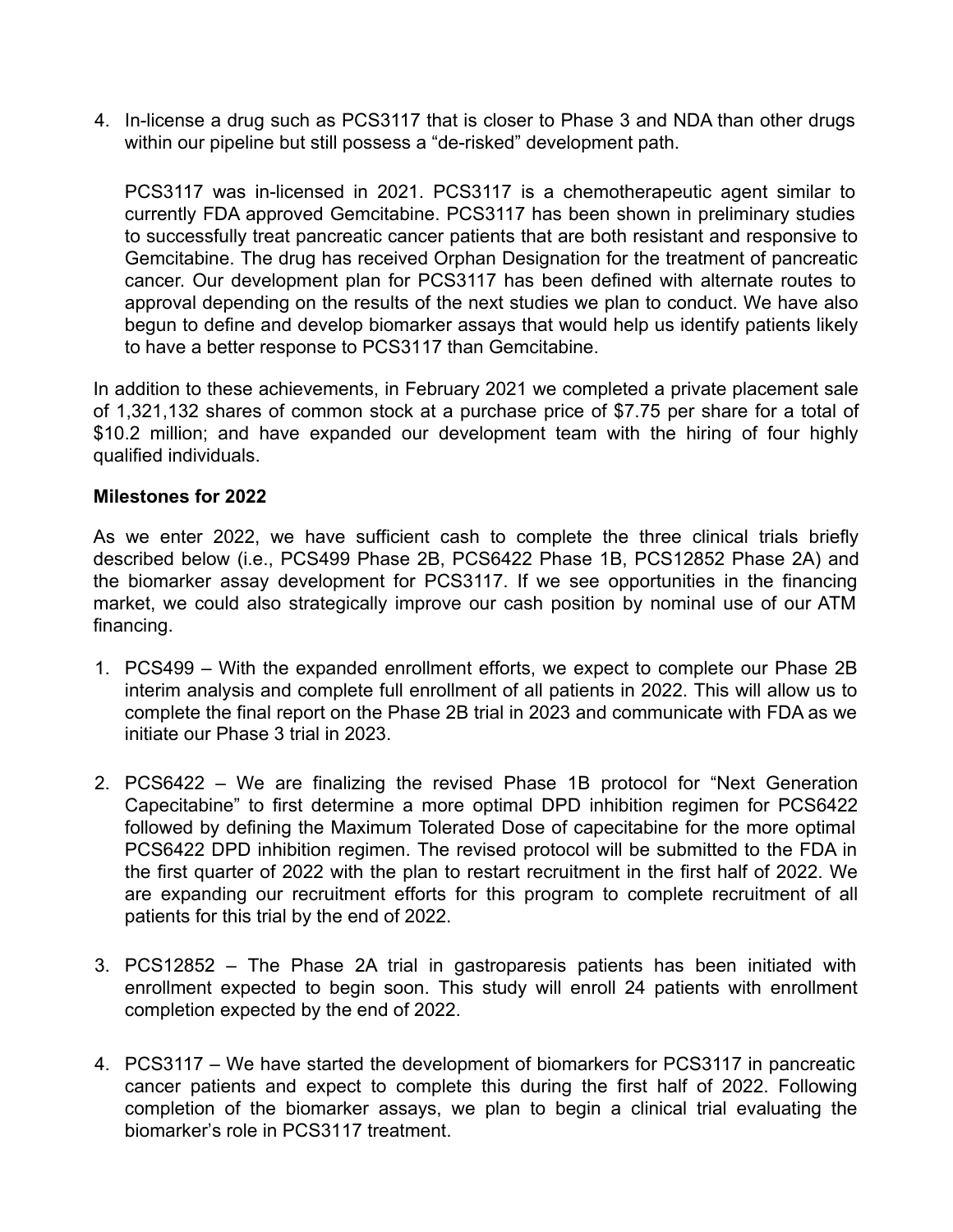4. In-license a drug such as PCS3117 that is closer to Phase 3 and NDA than other drugs within our pipeline but still possess a "de-risked" development path.

   PCS3117 was in-licensed in 2021. PCS3117 is a chemotherapeutic agent similar to currently FDA approved Gemcitabine. PCS3117 has been shown in preliminary studies to successfully treat pancreatic cancer patients that are both resistant and responsive to Gemcitabine. The drug has received Orphan Designation for the treatment of pancreatic cancer. Our development plan for PCS3117 has been defined with alternate routes to approval depending on the results of the next studies we plan to conduct. We have also begun to define and develop biomarker assays that would help us identify patients likely to have a better response to PCS3117 than Gemcitabine.

In addition to these achievements, in February 2021 we completed a private placement sale of 1,321,132 shares of common stock at a purchase price of $7.75 per share for a total of $10.2 million; and have expanded our development team with the hiring of four highly qualified individuals.

**Milestones for 2022**

As we enter 2022, we have sufficient cash to complete the three clinical trials briefly described below (i.e., PCS499 Phase 2B, PCS6422 Phase 1B, PCS12852 Phase 2A) and the biomarker assay development for PCS3117. If we see opportunities in the financing market, we could also strategically improve our cash position by nominal use of our ATM financing.

1. PCS499 – With the expanded enrollment efforts, we expect to complete our Phase 2B interim analysis and complete full enrollment of all patients in 2022. This will allow us to complete the final report on the Phase 2B trial in 2023 and communicate with FDA as we initiate our Phase 3 trial in 2023.

2. PCS6422 – We are finalizing the revised Phase 1B protocol for "Next Generation Capecitabine" to first determine a more optimal DPD inhibition regimen for PCS6422 followed by defining the Maximum Tolerated Dose of capecitabine for the more optimal PCS6422 DPD inhibition regimen. The revised protocol will be submitted to the FDA in the first quarter of 2022 with the plan to restart recruitment in the first half of 2022. We are expanding our recruitment efforts for this program to complete recruitment of all patients for this trial by the end of 2022.

3. PCS12852 – The Phase 2A trial in gastroparesis patients has been initiated with enrollment expected to begin soon. This study will enroll 24 patients with enrollment completion expected by the end of 2022.

4. PCS3117 – We have started the development of biomarkers for PCS3117 in pancreatic cancer patients and expect to complete this during the first half of 2022. Following completion of the biomarker assays, we plan to begin a clinical trial evaluating the biomarker's role in PCS3117 treatment.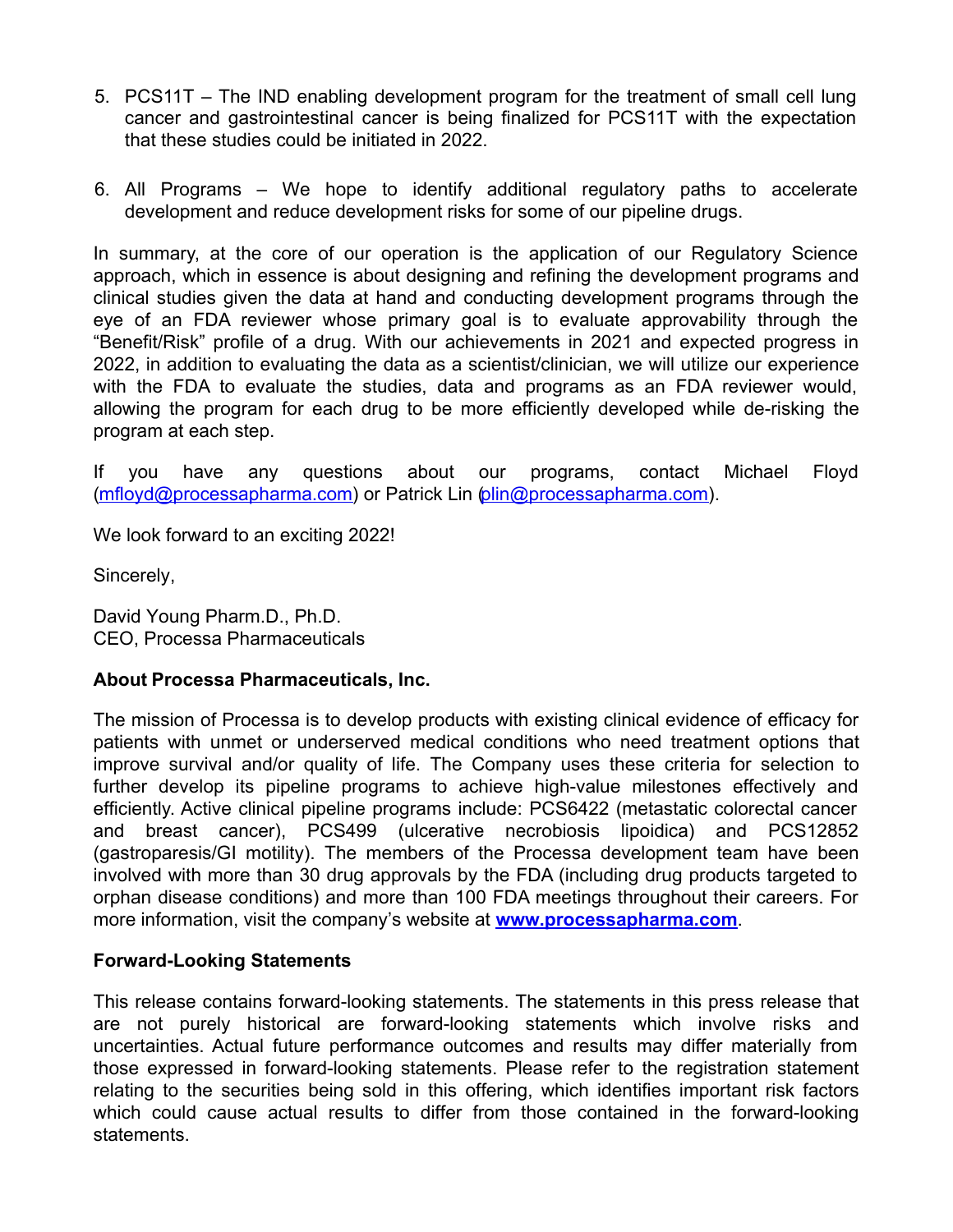5. PCS11T – The IND enabling development program for the treatment of small cell lung cancer and gastrointestinal cancer is being finalized for PCS11T with the expectation that these studies could be initiated in 2022.

6. All Programs – We hope to identify additional regulatory paths to accelerate development and reduce development risks for some of our pipeline drugs.

In summary, at the core of our operation is the application of our Regulatory Science approach, which in essence is about designing and refining the development programs and clinical studies given the data at hand and conducting development programs through the eye of an FDA reviewer whose primary goal is to evaluate approvability through the "Benefit/Risk" profile of a drug. With our achievements in 2021 and expected progress in 2022, in addition to evaluating the data as a scientist/clinician, we will utilize our experience with the FDA to evaluate the studies, data and programs as an FDA reviewer would, allowing the program for each drug to be more efficiently developed while de-risking the program at each step.

If you have any questions about our programs, contact Michael Floyd (mfloyd@processapharma.com) or Patrick Lin (plin@processapharma.com).

We look forward to an exciting 2022!

Sincerely,

David Young Pharm.D., Ph.D.
CEO, Processa Pharmaceuticals

**About Processa Pharmaceuticals, Inc.**

The mission of Processa is to develop products with existing clinical evidence of efficacy for patients with unmet or underserved medical conditions who need treatment options that improve survival and/or quality of life. The Company uses these criteria for selection to further develop its pipeline programs to achieve high-value milestones effectively and efficiently. Active clinical pipeline programs include: PCS6422 (metastatic colorectal cancer and breast cancer), PCS499 (ulcerative necrobiosis lipoidica) and PCS12852 (gastroparesis/GI motility). The members of the Processa development team have been involved with more than 30 drug approvals by the FDA (including drug products targeted to orphan disease conditions) and more than 100 FDA meetings throughout their careers. For more information, visit the company's website at **www.processapharma.com**.

**Forward-Looking Statements**

This release contains forward-looking statements. The statements in this press release that are not purely historical are forward-looking statements which involve risks and uncertainties. Actual future performance outcomes and results may differ materially from those expressed in forward-looking statements. Please refer to the registration statement relating to the securities being sold in this offering, which identifies important risk factors which could cause actual results to differ from those contained in the forward-looking statements.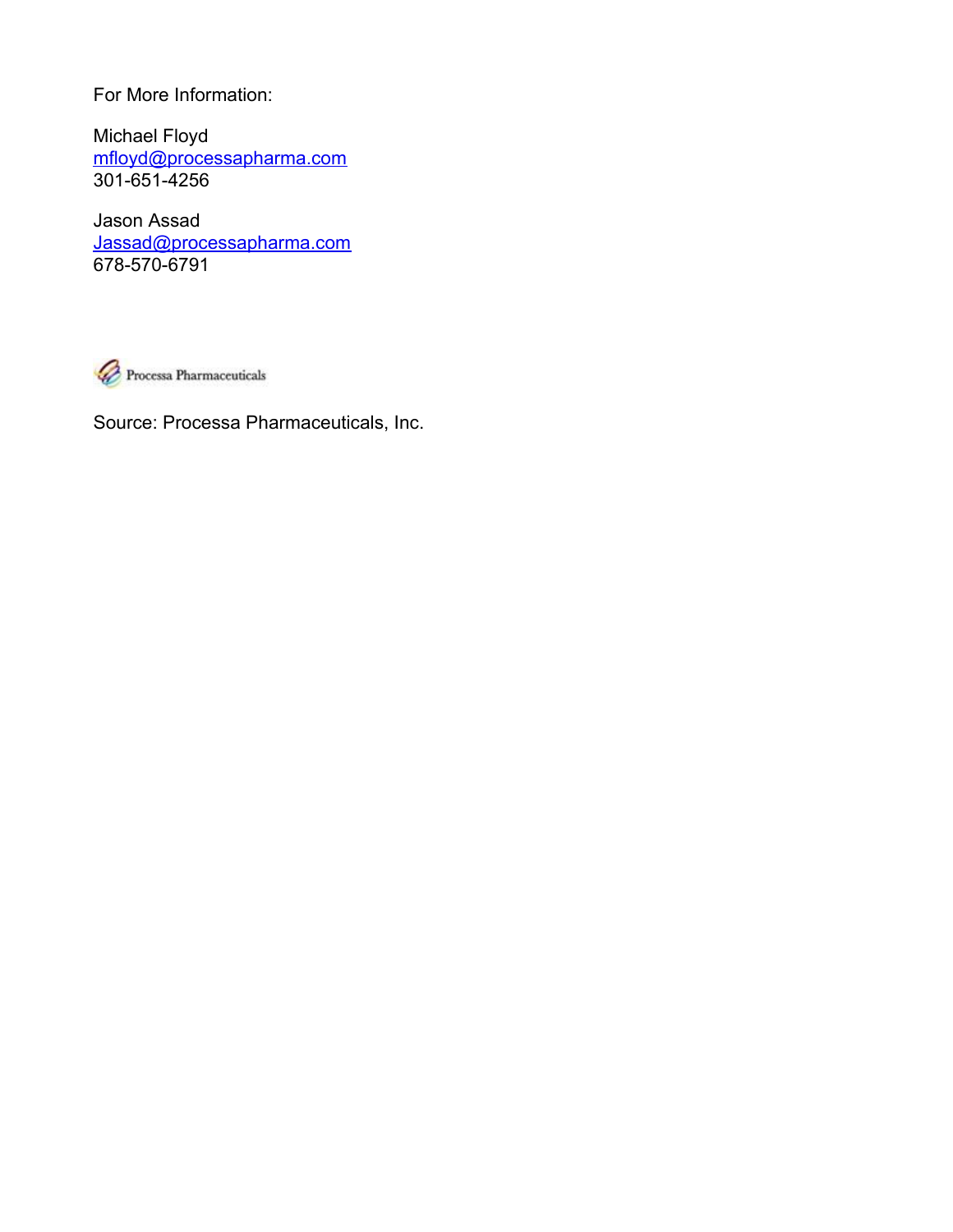For More Information:

Michael Floyd
mfloyd@processapharma.com
301-651-4256

Jason Assad
Jassad@processapharma.com
678-570-6791

Processa Pharmaceuticals

Source: Processa Pharmaceuticals, Inc.